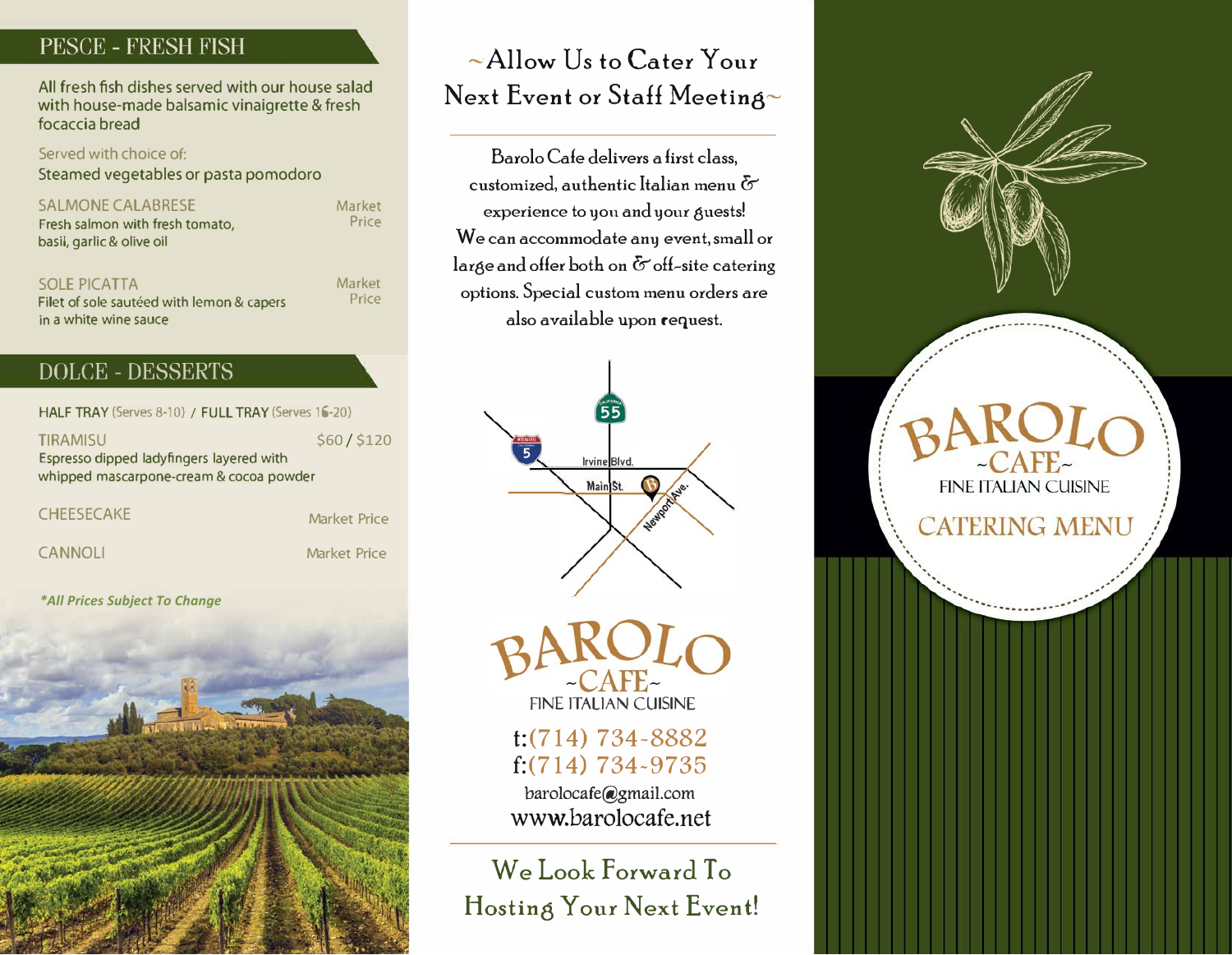## PESCE - FRESH FISH

All fresh fish dishes served with our house salad with house-made balsamic vinaigrette & fresh focaccia bread

Served with choice of:
Steamed vegetables or pasta pomodoro

**SALMONE CALABRESE** — Market Price
Fresh salmon with fresh tomato, basil, garlic & olive oil

**SOLE PICATTA** — Market Price
Filet of sole sautéed with lemon & capers in a white wine sauce

## DOLCE - DESSERTS

**HALF TRAY** (Serves 8-10) / **FULL TRAY** (Serves 16-20)

**TIRAMISU** — $60 / $120
Espresso dipped ladyfingers layered with whipped mascarpone-cream & cocoa powder

**CHEESECAKE** — Market Price

**CANNOLI** — Market Price

*\*All Prices Subject To Change*

## ~Allow Us to Cater Your Next Event or Staff Meeting~

Barolo Cafe delivers a first class, customized, authentic Italian menu & experience to you and your guests! We can accommodate any event, small or large and offer both on & off-site catering options. Special custom menu orders are also available upon request.

55
5
Irvine Blvd.
Main St.
Newport Ave.

BAROLO ~CAFE~
FINE ITALIAN CUISINE

t:(714) 734-8882
f:(714) 734-9735
barolocafe@gmail.com
www.barolocafe.net

### We Look Forward To Hosting Your Next Event!

# BAROLO ~CAFE~
FINE ITALIAN CUISINE

## CATERING MENU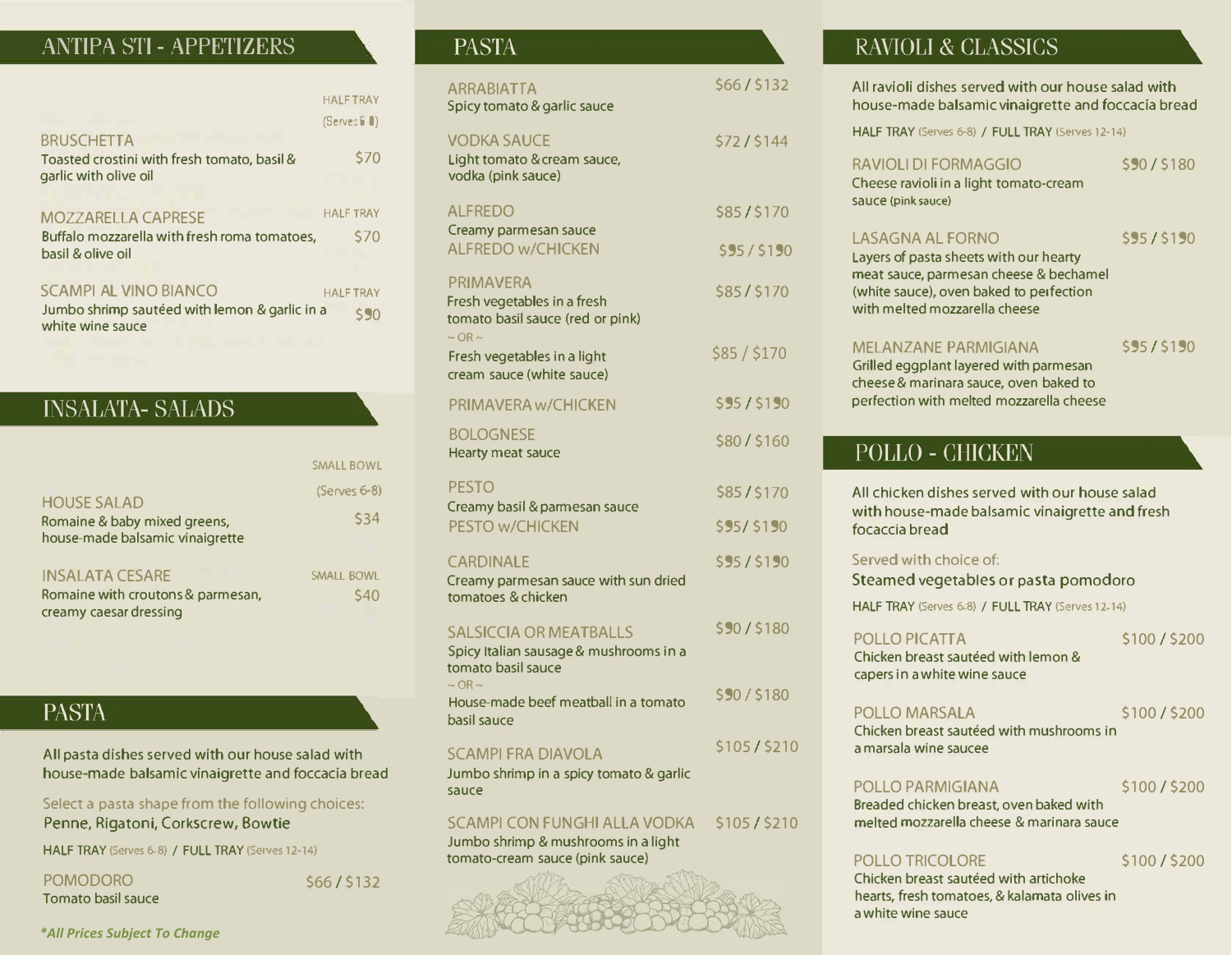## ANTIPA STI - APPETIZERS

HALF TRAY (Serves 6-8)

**BRUSCHETTA** — $70
Toasted crostini with fresh tomato, basil & garlic with olive oil

**MOZZARELLA CAPRESE** — HALF TRAY $70
Buffalo mozzarella with fresh roma tomatoes, basil & olive oil

**SCAMPI AL VINO BIANCO** — HALF TRAY $90
Jumbo shrimp sautéed with lemon & garlic in a white wine sauce

## INSALATA- SALADS

SMALL BOWL (Serves 6-8)

**HOUSE SALAD** — $34
Romaine & baby mixed greens, house-made balsamic vinaigrette

**INSALATA CESARE** — SMALL BOWL $40
Romaine with croutons & parmesan, creamy caesar dressing

## PASTA

All pasta dishes served with our house salad with house-made balsamic vinaigrette and foccacia bread

Select a pasta shape from the following choices:
Penne, Rigatoni, Corkscrew, Bowtie

HALF TRAY (Serves 6-8) / FULL TRAY (Serves 12-14)

**POMODORO** — $66 / $132
Tomato basil sauce

*\*All Prices Subject To Change*

## PASTA

**ARRABIATTA** — $66 / $132
Spicy tomato & garlic sauce

**VODKA SAUCE** — $72 / $144
Light tomato & cream sauce, vodka (pink sauce)

**ALFREDO** — $85 / $170
Creamy parmesan sauce

**ALFREDO w/CHICKEN** — $95 / $190

**PRIMAVERA** — $85 / $170
Fresh vegetables in a fresh tomato basil sauce (red or pink)
~ OR ~
Fresh vegetables in a light cream sauce (white sauce) — $85 / $170

**PRIMAVERA w/CHICKEN** — $95 / $190

**BOLOGNESE** — $80 / $160
Hearty meat sauce

**PESTO** — $85 / $170
Creamy basil & parmesan sauce

**PESTO w/CHICKEN** — $95/ $190

**CARDINALE** — $95 / $190
Creamy parmesan sauce with sun dried tomatoes & chicken

**SALSICCIA OR MEATBALLS** — $90 / $180
Spicy Italian sausage & mushrooms in a tomato basil sauce
~ OR ~
House-made beef meatball in a tomato basil sauce — $90 / $180

**SCAMPI FRA DIAVOLA** — $105 / $210
Jumbo shrimp in a spicy tomato & garlic sauce

**SCAMPI CON FUNGHI ALLA VODKA** — $105 / $210
Jumbo shrimp & mushrooms in a light tomato-cream sauce (pink sauce)

## RAVIOLI & CLASSICS

All ravioli dishes served with our house salad with house-made balsamic vinaigrette and foccacia bread

HALF TRAY (Serves 6-8) / FULL TRAY (Serves 12-14)

**RAVIOLI DI FORMAGGIO** — $90 / $180
Cheese ravioli in a light tomato-cream sauce (pink sauce)

**LASAGNA AL FORNO** — $95 / $190
Layers of pasta sheets with our hearty meat sauce, parmesan cheese & bechamel (white sauce), oven baked to perfection with melted mozzarella cheese

**MELANZANE PARMIGIANA** — $95 / $190
Grilled eggplant layered with parmesan cheese & marinara sauce, oven baked to perfection with melted mozzarella cheese

## POLLO - CHICKEN

All chicken dishes served with our house salad with house-made balsamic vinaigrette and fresh focaccia bread

Served with choice of:
Steamed vegetables or pasta pomodoro

HALF TRAY (Serves 6-8) / FULL TRAY (Serves 12-14)

**POLLO PICATTA** — $100 / $200
Chicken breast sautéed with lemon & capers in a white wine sauce

**POLLO MARSALA** — $100 / $200
Chicken breast sautéed with mushrooms in a marsala wine saucee

**POLLO PARMIGIANA** — $100 / $200
Breaded chicken breast, oven baked with melted mozzarella cheese & marinara sauce

**POLLO TRICOLORE** — $100 / $200
Chicken breast sautéed with artichoke hearts, fresh tomatoes, & kalamata olives in a white wine sauce